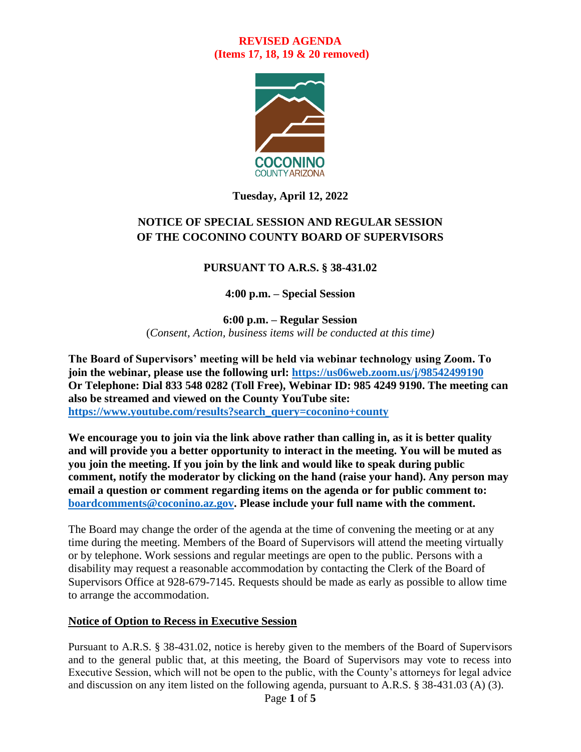**REVISED AGENDA**
**(Items 17, 18, 19 & 20 removed)**

COCONINO
COUNTY ARIZONA

**Tuesday, April 12, 2022**

## NOTICE OF SPECIAL SESSION AND REGULAR SESSION OF THE COCONINO COUNTY BOARD OF SUPERVISORS

**PURSUANT TO A.R.S. § 38-431.02**

**4:00 p.m. – Special Session**

**6:00 p.m. – Regular Session**
(*Consent, Action, business items will be conducted at this time)*

**The Board of Supervisors' meeting will be held via webinar technology using Zoom. To join the webinar, please use the following url: [https://us06web.zoom.us/j/98542499190](https://us06web.zoom.us/j/98542499190) Or Telephone: Dial 833 548 0282 (Toll Free), Webinar ID: 985 4249 9190. The meeting can also be streamed and viewed on the County YouTube site: [https://www.youtube.com/results?search_query=coconino+county](https://www.youtube.com/results?search_query=coconino+county)**

**We encourage you to join via the link above rather than calling in, as it is better quality and will provide you a better opportunity to interact in the meeting. You will be muted as you join the meeting. If you join by the link and would like to speak during public comment, notify the moderator by clicking on the hand (raise your hand). Any person may email a question or comment regarding items on the agenda or for public comment to: [boardcomments@coconino.az.gov](mailto:boardcomments@coconino.az.gov). Please include your full name with the comment.**

The Board may change the order of the agenda at the time of convening the meeting or at any time during the meeting. Members of the Board of Supervisors will attend the meeting virtually or by telephone. Work sessions and regular meetings are open to the public. Persons with a disability may request a reasonable accommodation by contacting the Clerk of the Board of Supervisors Office at 928-679-7145. Requests should be made as early as possible to allow time to arrange the accommodation.

### Notice of Option to Recess in Executive Session

Pursuant to A.R.S. § 38-431.02, notice is hereby given to the members of the Board of Supervisors and to the general public that, at this meeting, the Board of Supervisors may vote to recess into Executive Session, which will not be open to the public, with the County's attorneys for legal advice and discussion on any item listed on the following agenda, pursuant to A.R.S. § 38-431.03 (A) (3).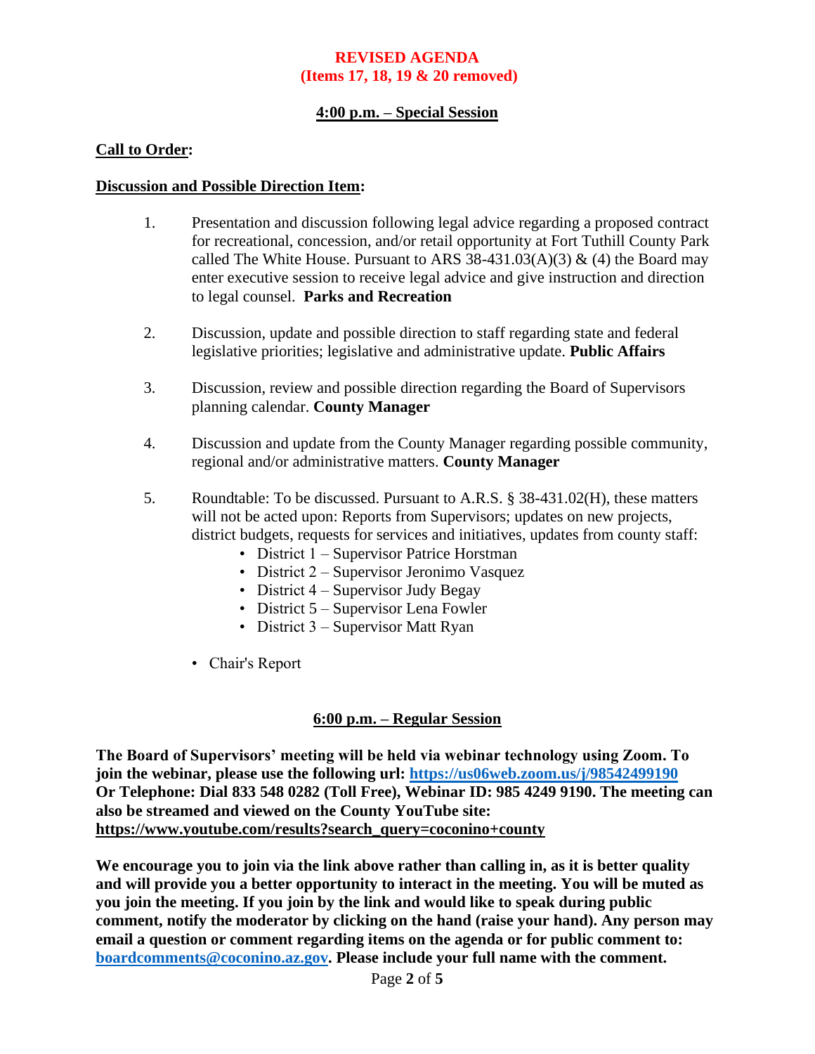**REVISED AGENDA**
**(Items 17, 18, 19 & 20 removed)**

## 4:00 p.m. – Special Session

**Call to Order:**

**Discussion and Possible Direction Item:**

1. Presentation and discussion following legal advice regarding a proposed contract for recreational, concession, and/or retail opportunity at Fort Tuthill County Park called The White House. Pursuant to ARS 38-431.03(A)(3) & (4) the Board may enter executive session to receive legal advice and give instruction and direction to legal counsel. **Parks and Recreation**

2. Discussion, update and possible direction to staff regarding state and federal legislative priorities; legislative and administrative update. **Public Affairs**

3. Discussion, review and possible direction regarding the Board of Supervisors planning calendar. **County Manager**

4. Discussion and update from the County Manager regarding possible community, regional and/or administrative matters. **County Manager**

5. Roundtable: To be discussed. Pursuant to A.R.S. § 38-431.02(H), these matters will not be acted upon: Reports from Supervisors; updates on new projects, district budgets, requests for services and initiatives, updates from county staff:
    - District 1 – Supervisor Patrice Horstman
    - District 2 – Supervisor Jeronimo Vasquez
    - District 4 – Supervisor Judy Begay
    - District 5 – Supervisor Lena Fowler
    - District 3 – Supervisor Matt Ryan

   - Chair's Report

## 6:00 p.m. – Regular Session

**The Board of Supervisors' meeting will be held via webinar technology using Zoom. To join the webinar, please use the following url: https://us06web.zoom.us/j/98542499190 Or Telephone: Dial 833 548 0282 (Toll Free), Webinar ID: 985 4249 9190. The meeting can also be streamed and viewed on the County YouTube site: https://www.youtube.com/results?search_query=coconino+county**

**We encourage you to join via the link above rather than calling in, as it is better quality and will provide you a better opportunity to interact in the meeting. You will be muted as you join the meeting. If you join by the link and would like to speak during public comment, notify the moderator by clicking on the hand (raise your hand). Any person may email a question or comment regarding items on the agenda or for public comment to: boardcomments@coconino.az.gov. Please include your full name with the comment.**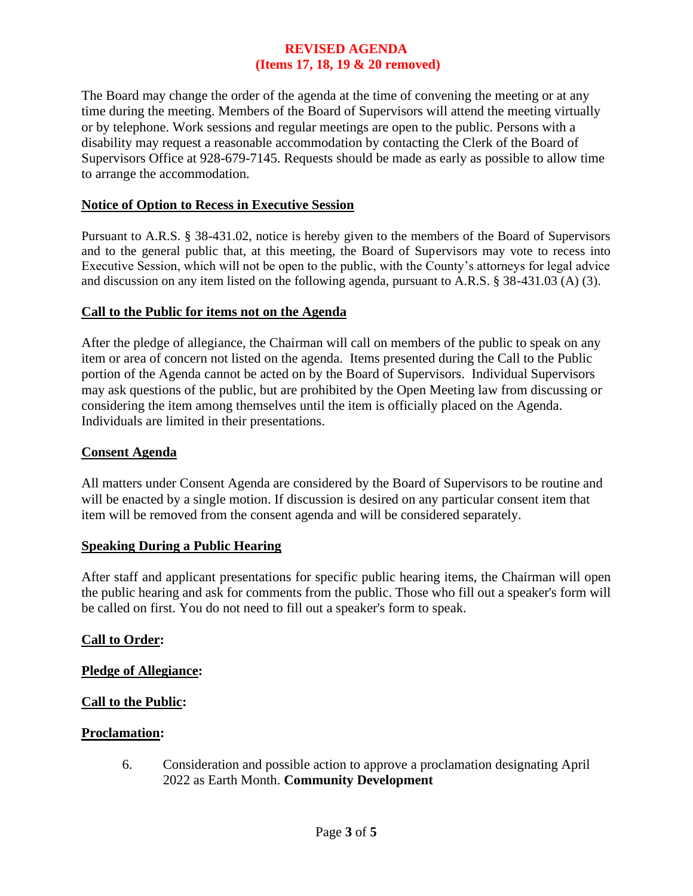**REVISED AGENDA**
**(Items 17, 18, 19 & 20 removed)**

The Board may change the order of the agenda at the time of convening the meeting or at any time during the meeting. Members of the Board of Supervisors will attend the meeting virtually or by telephone. Work sessions and regular meetings are open to the public. Persons with a disability may request a reasonable accommodation by contacting the Clerk of the Board of Supervisors Office at 928-679-7145. Requests should be made as early as possible to allow time to arrange the accommodation.

**Notice of Option to Recess in Executive Session**

Pursuant to A.R.S. § 38-431.02, notice is hereby given to the members of the Board of Supervisors and to the general public that, at this meeting, the Board of Supervisors may vote to recess into Executive Session, which will not be open to the public, with the County's attorneys for legal advice and discussion on any item listed on the following agenda, pursuant to A.R.S. § 38-431.03 (A) (3).

**Call to the Public for items not on the Agenda**

After the pledge of allegiance, the Chairman will call on members of the public to speak on any item or area of concern not listed on the agenda. Items presented during the Call to the Public portion of the Agenda cannot be acted on by the Board of Supervisors. Individual Supervisors may ask questions of the public, but are prohibited by the Open Meeting law from discussing or considering the item among themselves until the item is officially placed on the Agenda. Individuals are limited in their presentations.

**Consent Agenda**

All matters under Consent Agenda are considered by the Board of Supervisors to be routine and will be enacted by a single motion. If discussion is desired on any particular consent item that item will be removed from the consent agenda and will be considered separately.

**Speaking During a Public Hearing**

After staff and applicant presentations for specific public hearing items, the Chairman will open the public hearing and ask for comments from the public. Those who fill out a speaker's form will be called on first. You do not need to fill out a speaker's form to speak.

**Call to Order:**

**Pledge of Allegiance:**

**Call to the Public:**

**Proclamation:**

6. Consideration and possible action to approve a proclamation designating April 2022 as Earth Month. **Community Development**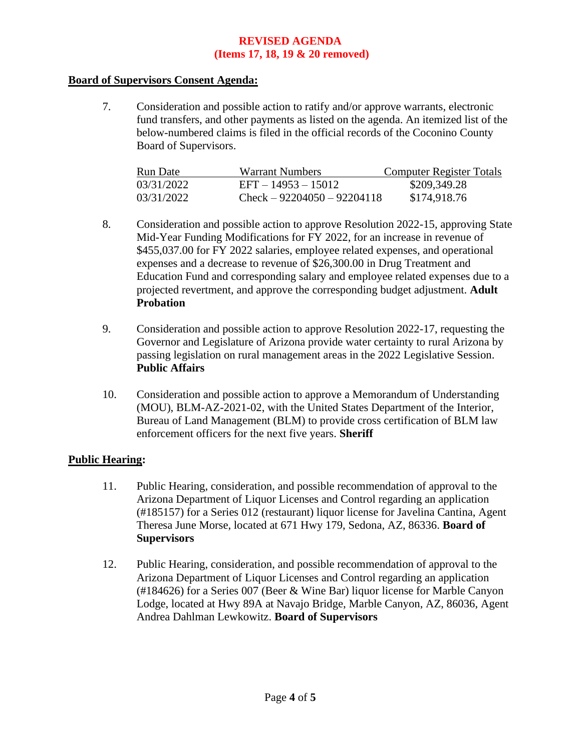**REVISED AGENDA**
**(Items 17, 18, 19 & 20 removed)**

## Board of Supervisors Consent Agenda:

7. Consideration and possible action to ratify and/or approve warrants, electronic fund transfers, and other payments as listed on the agenda. An itemized list of the below-numbered claims is filed in the official records of the Coconino County Board of Supervisors.

| Run Date | Warrant Numbers | Computer Register Totals |
|---|---|---|
| 03/31/2022 | EFT – 14953 – 15012 | $209,349.28 |
| 03/31/2022 | Check – 92204050 – 92204118 | $174,918.76 |

8. Consideration and possible action to approve Resolution 2022-15, approving State Mid-Year Funding Modifications for FY 2022, for an increase in revenue of $455,037.00 for FY 2022 salaries, employee related expenses, and operational expenses and a decrease to revenue of $26,300.00 in Drug Treatment and Education Fund and corresponding salary and employee related expenses due to a projected revertment, and approve the corresponding budget adjustment. **Adult Probation**

9. Consideration and possible action to approve Resolution 2022-17, requesting the Governor and Legislature of Arizona provide water certainty to rural Arizona by passing legislation on rural management areas in the 2022 Legislative Session. **Public Affairs**

10. Consideration and possible action to approve a Memorandum of Understanding (MOU), BLM-AZ-2021-02, with the United States Department of the Interior, Bureau of Land Management (BLM) to provide cross certification of BLM law enforcement officers for the next five years. **Sheriff**

## Public Hearing:

11. Public Hearing, consideration, and possible recommendation of approval to the Arizona Department of Liquor Licenses and Control regarding an application (#185157) for a Series 012 (restaurant) liquor license for Javelina Cantina, Agent Theresa June Morse, located at 671 Hwy 179, Sedona, AZ, 86336. **Board of Supervisors**

12. Public Hearing, consideration, and possible recommendation of approval to the Arizona Department of Liquor Licenses and Control regarding an application (#184626) for a Series 007 (Beer & Wine Bar) liquor license for Marble Canyon Lodge, located at Hwy 89A at Navajo Bridge, Marble Canyon, AZ, 86036, Agent Andrea Dahlman Lewkowitz. **Board of Supervisors**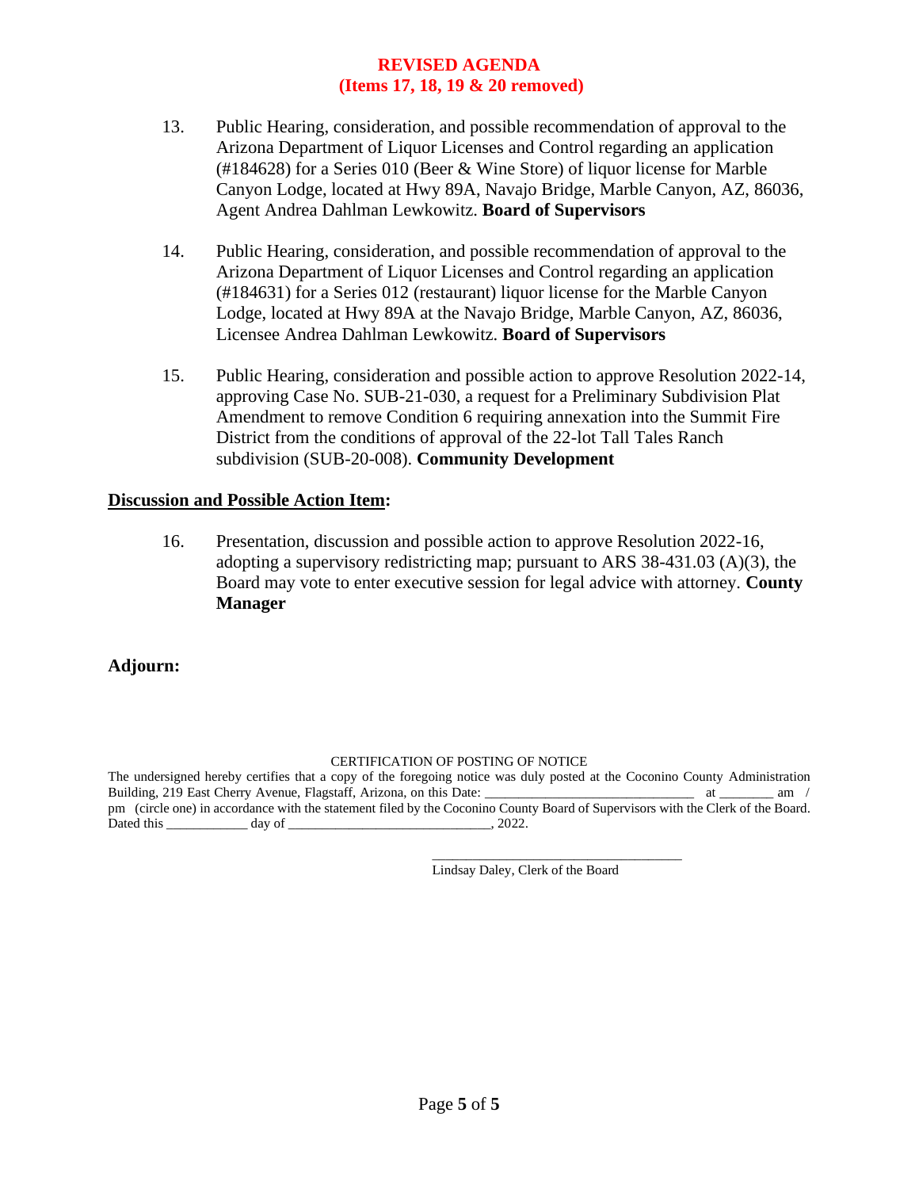**REVISED AGENDA**
**(Items 17, 18, 19 & 20 removed)**

13. Public Hearing, consideration, and possible recommendation of approval to the Arizona Department of Liquor Licenses and Control regarding an application (#184628) for a Series 010 (Beer & Wine Store) of liquor license for Marble Canyon Lodge, located at Hwy 89A, Navajo Bridge, Marble Canyon, AZ, 86036, Agent Andrea Dahlman Lewkowitz. **Board of Supervisors**

14. Public Hearing, consideration, and possible recommendation of approval to the Arizona Department of Liquor Licenses and Control regarding an application (#184631) for a Series 012 (restaurant) liquor license for the Marble Canyon Lodge, located at Hwy 89A at the Navajo Bridge, Marble Canyon, AZ, 86036, Licensee Andrea Dahlman Lewkowitz. **Board of Supervisors**

15. Public Hearing, consideration and possible action to approve Resolution 2022-14, approving Case No. SUB-21-030, a request for a Preliminary Subdivision Plat Amendment to remove Condition 6 requiring annexation into the Summit Fire District from the conditions of approval of the 22-lot Tall Tales Ranch subdivision (SUB-20-008). **Community Development**

**Discussion and Possible Action Item:**

16. Presentation, discussion and possible action to approve Resolution 2022-16, adopting a supervisory redistricting map; pursuant to ARS 38-431.03 (A)(3), the Board may vote to enter executive session for legal advice with attorney. **County Manager**

**Adjourn:**

CERTIFICATION OF POSTING OF NOTICE

The undersigned hereby certifies that a copy of the foregoing notice was duly posted at the Coconino County Administration Building, 219 East Cherry Avenue, Flagstaff, Arizona, on this Date: ______________________________ at ________ am / pm (circle one) in accordance with the statement filed by the Coconino County Board of Supervisors with the Clerk of the Board. Dated this ____________ day of ______________________________, 2022.

____________________________________
Lindsay Daley, Clerk of the Board